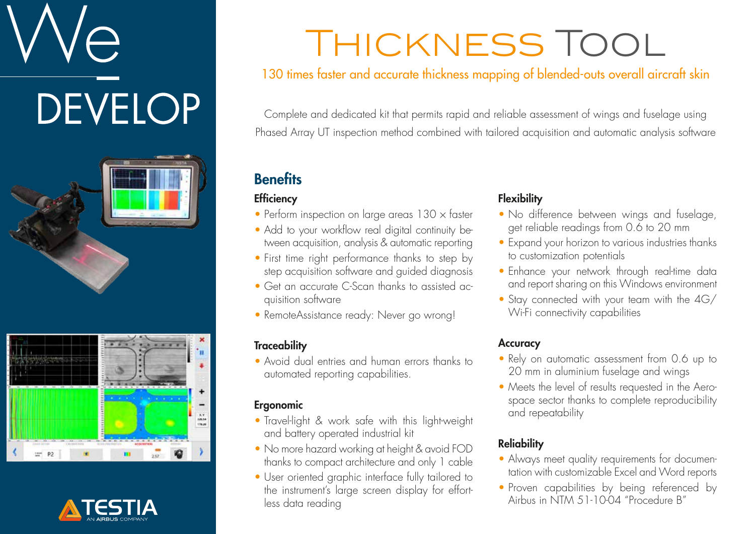# We DEVELOP

# Thickness Tool

130 times faster and accurate thickness mapping of blended-outs overall aircraft skin

Complete and dedicated kit that permits rapid and reliable assessment of wings and fuselage using Phased Array UT inspection method combined with tailored acquisition and automatic analysis software

## Benefits

### Efficiency

- Perform inspection on large areas 130 × faster
- Add to your workflow real digital continuity between acquisition, analysis & automatic reporting
- First time right performance thanks to step by step acquisition software and guided diagnosis
- Get an accurate C-Scan thanks to assisted acquisition software
- RemoteAssistance ready: Never go wrong!

### Traceability

- Avoid dual entries and human errors thanks to automated reporting capabilities.

### Ergonomic

- Travel-light & work safe with this light-weight and battery operated industrial kit
- No more hazard working at height & avoid FOD thanks to compact architecture and only 1 cable
- User oriented graphic interface fully tailored to the instrument's large screen display for effortless data reading

### Flexibility

- No difference between wings and fuselage, get reliable readings from 0.6 to 20 mm
- Expand your horizon to various industries thanks to customization potentials
- Enhance your network through real-time data and report sharing on this Windows environment
- Stay connected with your team with the 4G/Wi-Fi connectivity capabilities

### Accuracy

- Rely on automatic assessment from 0.6 up to 20 mm in aluminium fuselage and wings
- Meets the level of results requested in the Aerospace sector thanks to complete reproducibility and repeatability

### Reliability

- Always meet quality requirements for documentation with customizable Excel and Word reports
- Proven capabilities by being referenced by Airbus in NTM 51-10-04 "Procedure B"

TESTIA
AN AIRBUS COMPANY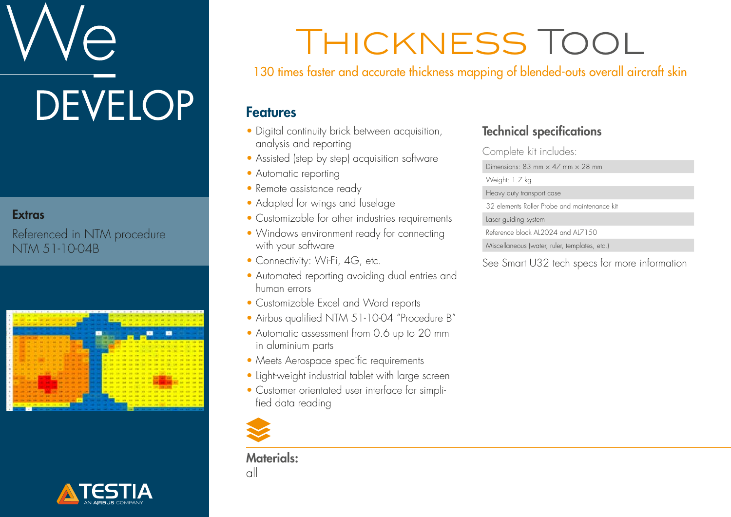# We DEVELOP

## Extras

Referenced in NTM procedure NTM 51-10-04B

# THICKNESS TOOL

130 times faster and accurate thickness mapping of blended-outs overall aircraft skin

## Features

- Digital continuity brick between acquisition, analysis and reporting
- Assisted (step by step) acquisition software
- Automatic reporting
- Remote assistance ready
- Adapted for wings and fuselage
- Customizable for other industries requirements
- Windows environment ready for connecting with your software
- Connectivity: Wi-Fi, 4G, etc.
- Automated reporting avoiding dual entries and human errors
- Customizable Excel and Word reports
- Airbus qualified NTM 51-10-04 "Procedure B"
- Automatic assessment from 0.6 up to 20 mm in aluminium parts
- Meets Aerospace specific requirements
- Light-weight industrial tablet with large screen
- Customer orientated user interface for simplified data reading

## Technical specifications

Complete kit includes:

| |
|---|
| Dimensions: 83 mm x 47 mm x 28 mm |
| Weight: 1.7 kg |
| Heavy duty transport case |
| 32 elements Roller Probe and maintenance kit |
| Laser guiding system |
| Reference block AL2024 and AL7150 |
| Miscellaneous (water, ruler, templates, etc.) |

See Smart U32 tech specs for more information

**Materials:**
all

TESTIA
AN AIRBUS COMPANY